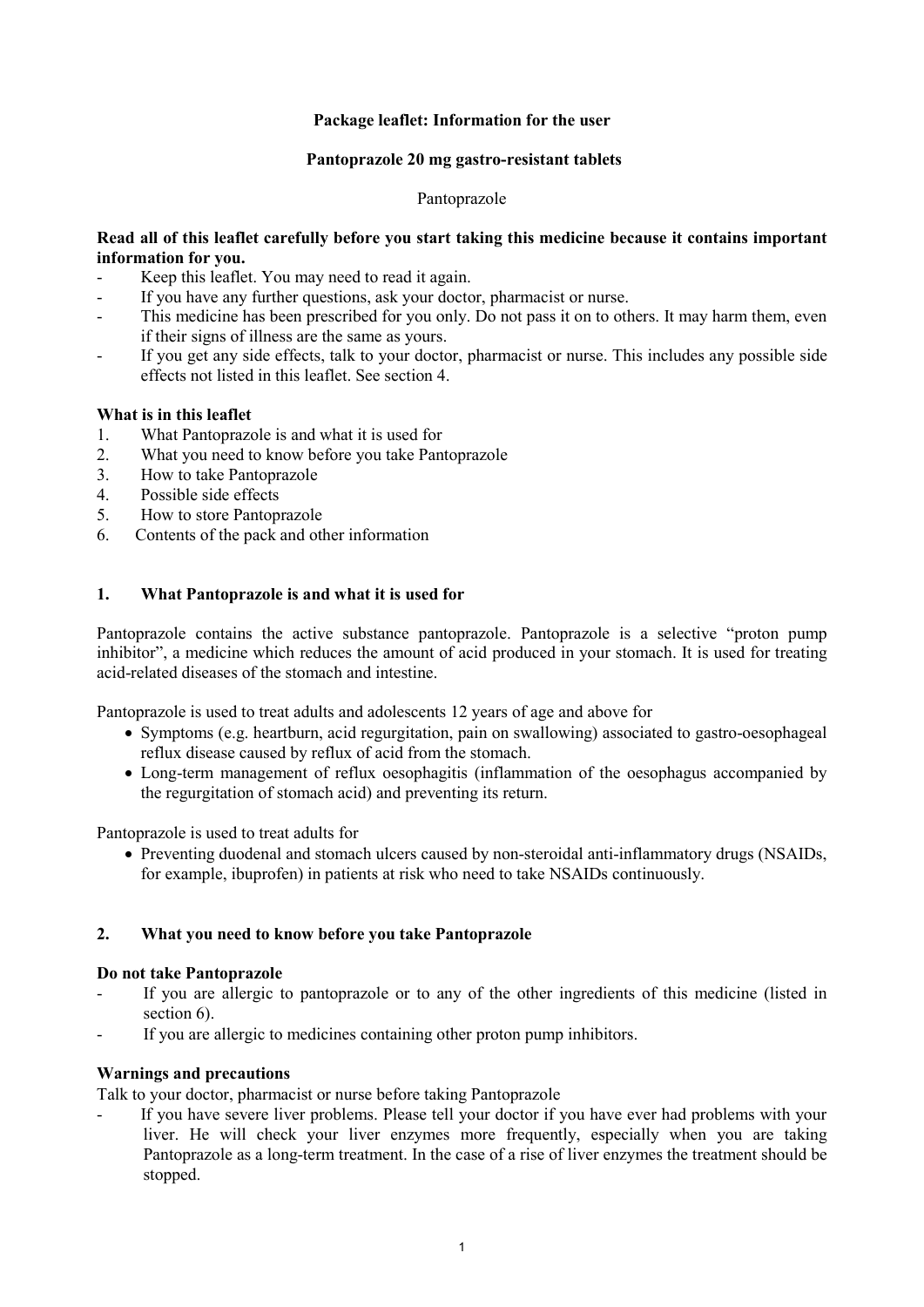**Package leaflet: Information for the user**

**Pantoprazole 20 mg gastro-resistant tablets**

Pantoprazole

**Read all of this leaflet carefully before you start taking this medicine because it contains important information for you.**

- Keep this leaflet. You may need to read it again.
- If you have any further questions, ask your doctor, pharmacist or nurse.
- This medicine has been prescribed for you only. Do not pass it on to others. It may harm them, even if their signs of illness are the same as yours.
- If you get any side effects, talk to your doctor, pharmacist or nurse. This includes any possible side effects not listed in this leaflet. See section 4.

**What is in this leaflet**

1. What Pantoprazole is and what it is used for
2. What you need to know before you take Pantoprazole
3. How to take Pantoprazole
4. Possible side effects
5. How to store Pantoprazole
6. Contents of the pack and other information

## 1. What Pantoprazole is and what it is used for

Pantoprazole contains the active substance pantoprazole. Pantoprazole is a selective "proton pump inhibitor", a medicine which reduces the amount of acid produced in your stomach. It is used for treating acid-related diseases of the stomach and intestine.

Pantoprazole is used to treat adults and adolescents 12 years of age and above for

- Symptoms (e.g. heartburn, acid regurgitation, pain on swallowing) associated to gastro-oesophageal reflux disease caused by reflux of acid from the stomach.
- Long-term management of reflux oesophagitis (inflammation of the oesophagus accompanied by the regurgitation of stomach acid) and preventing its return.

Pantoprazole is used to treat adults for

- Preventing duodenal and stomach ulcers caused by non-steroidal anti-inflammatory drugs (NSAIDs, for example, ibuprofen) in patients at risk who need to take NSAIDs continuously.

## 2. What you need to know before you take Pantoprazole

**Do not take Pantoprazole**

- If you are allergic to pantoprazole or to any of the other ingredients of this medicine (listed in section 6).
- If you are allergic to medicines containing other proton pump inhibitors.

**Warnings and precautions**

Talk to your doctor, pharmacist or nurse before taking Pantoprazole

- If you have severe liver problems. Please tell your doctor if you have ever had problems with your liver. He will check your liver enzymes more frequently, especially when you are taking Pantoprazole as a long-term treatment. In the case of a rise of liver enzymes the treatment should be stopped.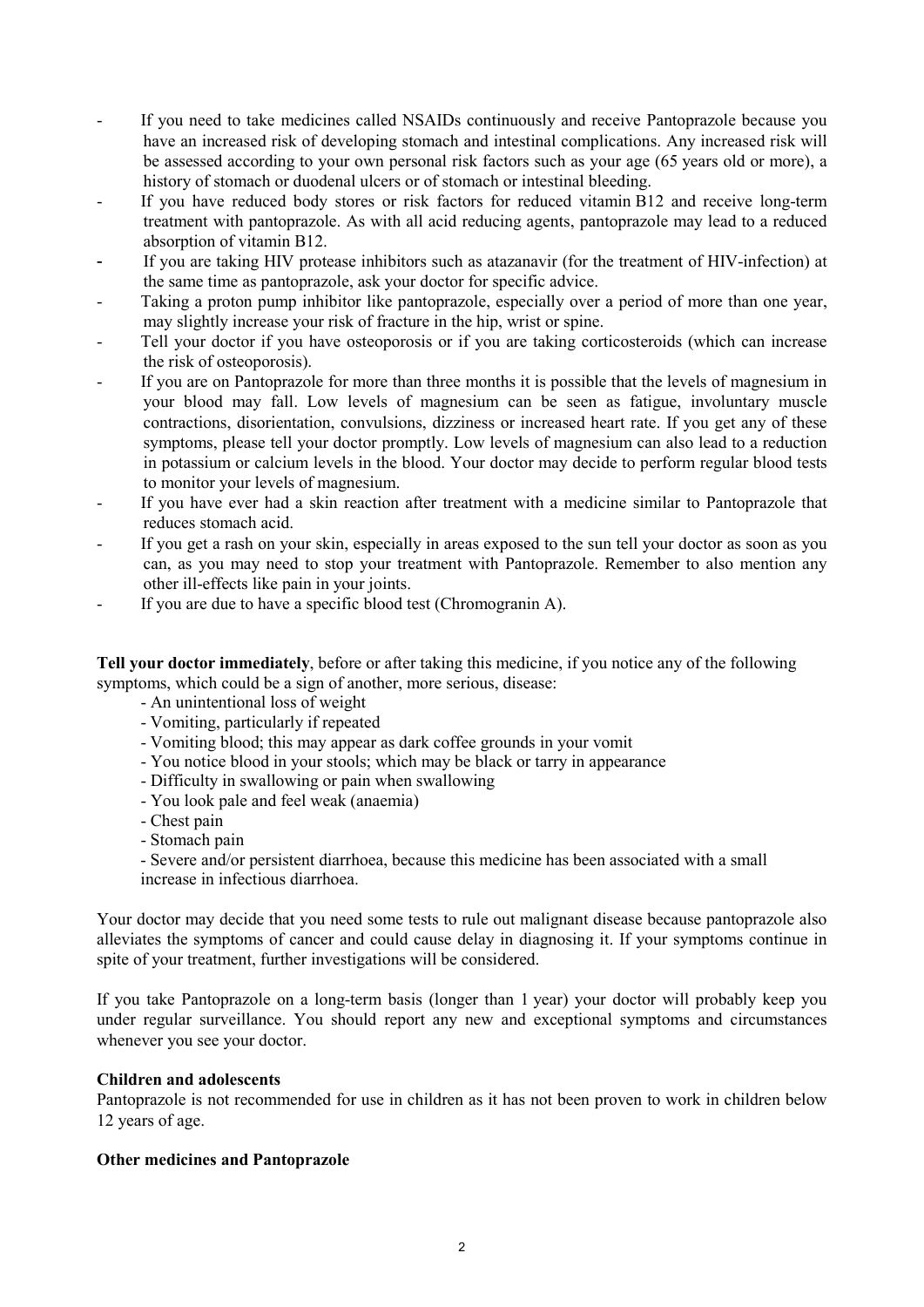- If you need to take medicines called NSAIDs continuously and receive Pantoprazole because you have an increased risk of developing stomach and intestinal complications. Any increased risk will be assessed according to your own personal risk factors such as your age (65 years old or more), a history of stomach or duodenal ulcers or of stomach or intestinal bleeding.
- If you have reduced body stores or risk factors for reduced vitamin B12 and receive long-term treatment with pantoprazole. As with all acid reducing agents, pantoprazole may lead to a reduced absorption of vitamin B12.
- If you are taking HIV protease inhibitors such as atazanavir (for the treatment of HIV-infection) at the same time as pantoprazole, ask your doctor for specific advice.
- Taking a proton pump inhibitor like pantoprazole, especially over a period of more than one year, may slightly increase your risk of fracture in the hip, wrist or spine.
- Tell your doctor if you have osteoporosis or if you are taking corticosteroids (which can increase the risk of osteoporosis).
- If you are on Pantoprazole for more than three months it is possible that the levels of magnesium in your blood may fall. Low levels of magnesium can be seen as fatigue, involuntary muscle contractions, disorientation, convulsions, dizziness or increased heart rate. If you get any of these symptoms, please tell your doctor promptly. Low levels of magnesium can also lead to a reduction in potassium or calcium levels in the blood. Your doctor may decide to perform regular blood tests to monitor your levels of magnesium.
- If you have ever had a skin reaction after treatment with a medicine similar to Pantoprazole that reduces stomach acid.
- If you get a rash on your skin, especially in areas exposed to the sun tell your doctor as soon as you can, as you may need to stop your treatment with Pantoprazole. Remember to also mention any other ill-effects like pain in your joints.
- If you are due to have a specific blood test (Chromogranin A).

**Tell your doctor immediately**, before or after taking this medicine, if you notice any of the following symptoms, which could be a sign of another, more serious, disease:

- An unintentional loss of weight
- Vomiting, particularly if repeated
- Vomiting blood; this may appear as dark coffee grounds in your vomit
- You notice blood in your stools; which may be black or tarry in appearance
- Difficulty in swallowing or pain when swallowing
- You look pale and feel weak (anaemia)
- Chest pain
- Stomach pain
- Severe and/or persistent diarrhoea, because this medicine has been associated with a small increase in infectious diarrhoea.

Your doctor may decide that you need some tests to rule out malignant disease because pantoprazole also alleviates the symptoms of cancer and could cause delay in diagnosing it. If your symptoms continue in spite of your treatment, further investigations will be considered.

If you take Pantoprazole on a long-term basis (longer than 1 year) your doctor will probably keep you under regular surveillance. You should report any new and exceptional symptoms and circumstances whenever you see your doctor.

**Children and adolescents**

Pantoprazole is not recommended for use in children as it has not been proven to work in children below 12 years of age.

**Other medicines and Pantoprazole**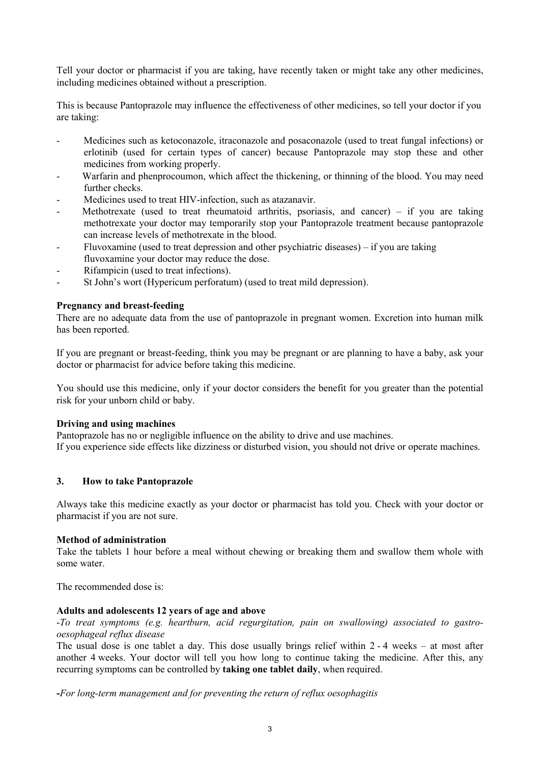Tell your doctor or pharmacist if you are taking, have recently taken or might take any other medicines, including medicines obtained without a prescription.

This is because Pantoprazole may influence the effectiveness of other medicines, so tell your doctor if you are taking:

- Medicines such as ketoconazole, itraconazole and posaconazole (used to treat fungal infections) or erlotinib (used for certain types of cancer) because Pantoprazole may stop these and other medicines from working properly.
- Warfarin and phenprocoumon, which affect the thickening, or thinning of the blood. You may need further checks.
- Medicines used to treat HIV-infection, such as atazanavir.
- Methotrexate (used to treat rheumatoid arthritis, psoriasis, and cancer) – if you are taking methotrexate your doctor may temporarily stop your Pantoprazole treatment because pantoprazole can increase levels of methotrexate in the blood.
- Fluvoxamine (used to treat depression and other psychiatric diseases) – if you are taking fluvoxamine your doctor may reduce the dose.
- Rifampicin (used to treat infections).
- St John's wort (Hypericum perforatum) (used to treat mild depression).

**Pregnancy and breast-feeding**

There are no adequate data from the use of pantoprazole in pregnant women. Excretion into human milk has been reported.

If you are pregnant or breast-feeding, think you may be pregnant or are planning to have a baby, ask your doctor or pharmacist for advice before taking this medicine.

You should use this medicine, only if your doctor considers the benefit for you greater than the potential risk for your unborn child or baby.

**Driving and using machines**

Pantoprazole has no or negligible influence on the ability to drive and use machines.
If you experience side effects like dizziness or disturbed vision, you should not drive or operate machines.

## 3. How to take Pantoprazole

Always take this medicine exactly as your doctor or pharmacist has told you. Check with your doctor or pharmacist if you are not sure.

**Method of administration**

Take the tablets 1 hour before a meal without chewing or breaking them and swallow them whole with some water.

The recommended dose is:

**Adults and adolescents 12 years of age and above**

*-To treat symptoms (e.g. heartburn, acid regurgitation, pain on swallowing) associated to gastro-oesophageal reflux disease*

The usual dose is one tablet a day. This dose usually brings relief within 2 - 4 weeks – at most after another 4 weeks. Your doctor will tell you how long to continue taking the medicine. After this, any recurring symptoms can be controlled by **taking one tablet daily**, when required.

*-For long-term management and for preventing the return of reflux oesophagitis*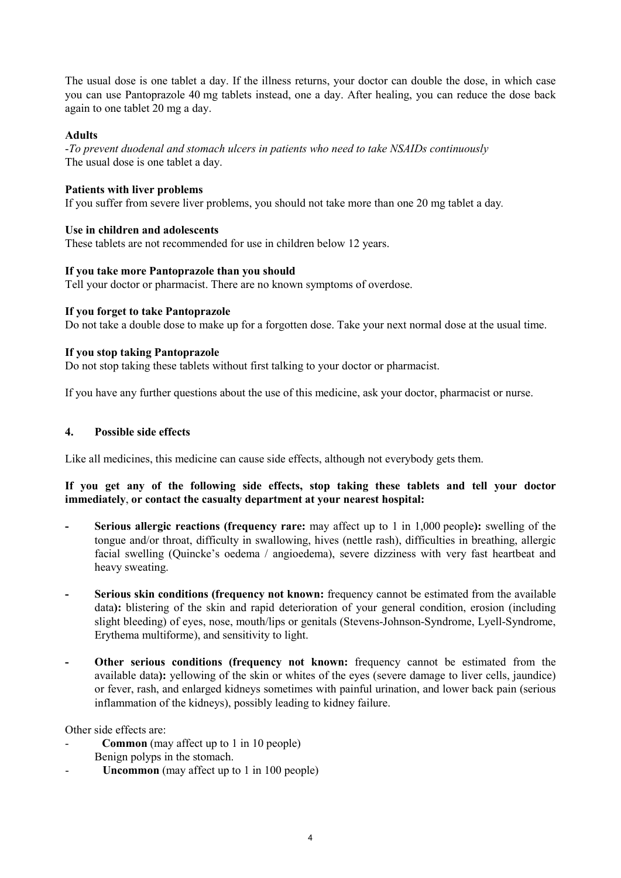The usual dose is one tablet a day. If the illness returns, your doctor can double the dose, in which case you can use Pantoprazole 40 mg tablets instead, one a day. After healing, you can reduce the dose back again to one tablet 20 mg a day.

**Adults**

-*To prevent duodenal and stomach ulcers in patients who need to take NSAIDs continuously*
The usual dose is one tablet a day.

**Patients with liver problems**

If you suffer from severe liver problems, you should not take more than one 20 mg tablet a day.

**Use in children and adolescents**

These tablets are not recommended for use in children below 12 years.

**If you take more Pantoprazole than you should**

Tell your doctor or pharmacist. There are no known symptoms of overdose.

**If you forget to take Pantoprazole**

Do not take a double dose to make up for a forgotten dose. Take your next normal dose at the usual time.

**If you stop taking Pantoprazole**

Do not stop taking these tablets without first talking to your doctor or pharmacist.

If you have any further questions about the use of this medicine, ask your doctor, pharmacist or nurse.

## 4. Possible side effects

Like all medicines, this medicine can cause side effects, although not everybody gets them.

**If you get any of the following side effects, stop taking these tablets and tell your doctor immediately**, **or contact the casualty department at your nearest hospital:**

- **Serious allergic reactions (frequency rare:** may affect up to 1 in 1,000 people**):** swelling of the tongue and/or throat, difficulty in swallowing, hives (nettle rash), difficulties in breathing, allergic facial swelling (Quincke's oedema / angioedema), severe dizziness with very fast heartbeat and heavy sweating.
- **Serious skin conditions (frequency not known:** frequency cannot be estimated from the available data**):** blistering of the skin and rapid deterioration of your general condition, erosion (including slight bleeding) of eyes, nose, mouth/lips or genitals (Stevens-Johnson-Syndrome, Lyell-Syndrome, Erythema multiforme), and sensitivity to light.
- **Other serious conditions (frequency not known:** frequency cannot be estimated from the available data**):** yellowing of the skin or whites of the eyes (severe damage to liver cells, jaundice) or fever, rash, and enlarged kidneys sometimes with painful urination, and lower back pain (serious inflammation of the kidneys), possibly leading to kidney failure.

Other side effects are:

- **Common** (may affect up to 1 in 10 people)
  Benign polyps in the stomach.
- **Uncommon** (may affect up to 1 in 100 people)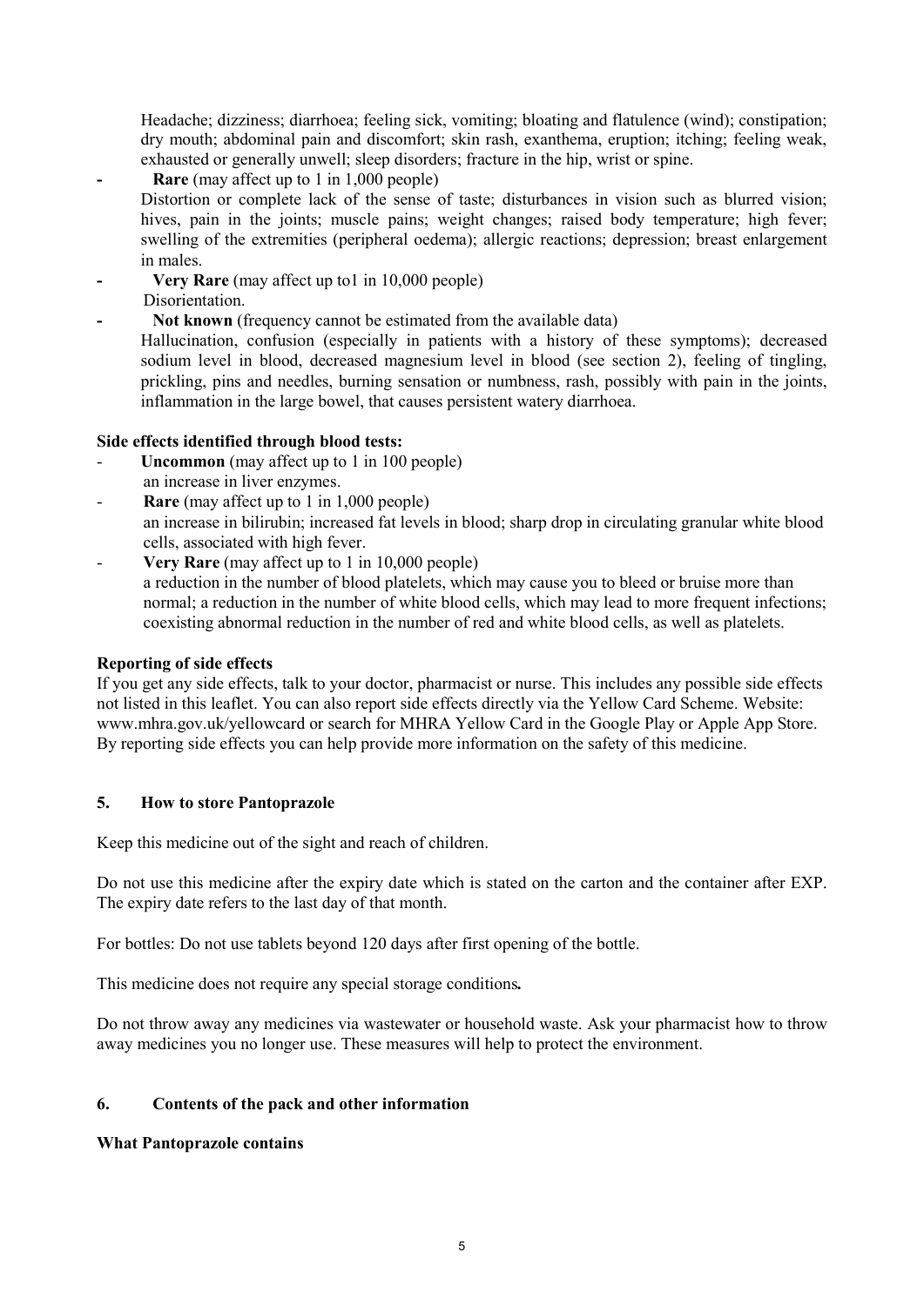Headache; dizziness; diarrhoea; feeling sick, vomiting; bloating and flatulence (wind); constipation; dry mouth; abdominal pain and discomfort; skin rash, exanthema, eruption; itching; feeling weak, exhausted or generally unwell; sleep disorders; fracture in the hip, wrist or spine.

- **Rare** (may affect up to 1 in 1,000 people)
  Distortion or complete lack of the sense of taste; disturbances in vision such as blurred vision; hives, pain in the joints; muscle pains; weight changes; raised body temperature; high fever; swelling of the extremities (peripheral oedema); allergic reactions; depression; breast enlargement in males.
- **Very Rare** (may affect up to1 in 10,000 people)
  Disorientation.
- **Not known** (frequency cannot be estimated from the available data)
  Hallucination, confusion (especially in patients with a history of these symptoms); decreased sodium level in blood, decreased magnesium level in blood (see section 2), feeling of tingling, prickling, pins and needles, burning sensation or numbness, rash, possibly with pain in the joints, inflammation in the large bowel, that causes persistent watery diarrhoea.

**Side effects identified through blood tests:**

- **Uncommon** (may affect up to 1 in 100 people)
  an increase in liver enzymes.
- **Rare** (may affect up to 1 in 1,000 people)
  an increase in bilirubin; increased fat levels in blood; sharp drop in circulating granular white blood cells, associated with high fever.
- **Very Rare** (may affect up to 1 in 10,000 people)
  a reduction in the number of blood platelets, which may cause you to bleed or bruise more than normal; a reduction in the number of white blood cells, which may lead to more frequent infections; coexisting abnormal reduction in the number of red and white blood cells, as well as platelets.

**Reporting of side effects**

If you get any side effects, talk to your doctor, pharmacist or nurse. This includes any possible side effects not listed in this leaflet. You can also report side effects directly via the Yellow Card Scheme. Website: www.mhra.gov.uk/yellowcard or search for MHRA Yellow Card in the Google Play or Apple App Store. By reporting side effects you can help provide more information on the safety of this medicine.

## 5. How to store Pantoprazole

Keep this medicine out of the sight and reach of children.

Do not use this medicine after the expiry date which is stated on the carton and the container after EXP. The expiry date refers to the last day of that month.

For bottles: Do not use tablets beyond 120 days after first opening of the bottle.

This medicine does not require any special storage conditions.

Do not throw away any medicines via wastewater or household waste. Ask your pharmacist how to throw away medicines you no longer use. These measures will help to protect the environment.

## 6. Contents of the pack and other information

**What Pantoprazole contains**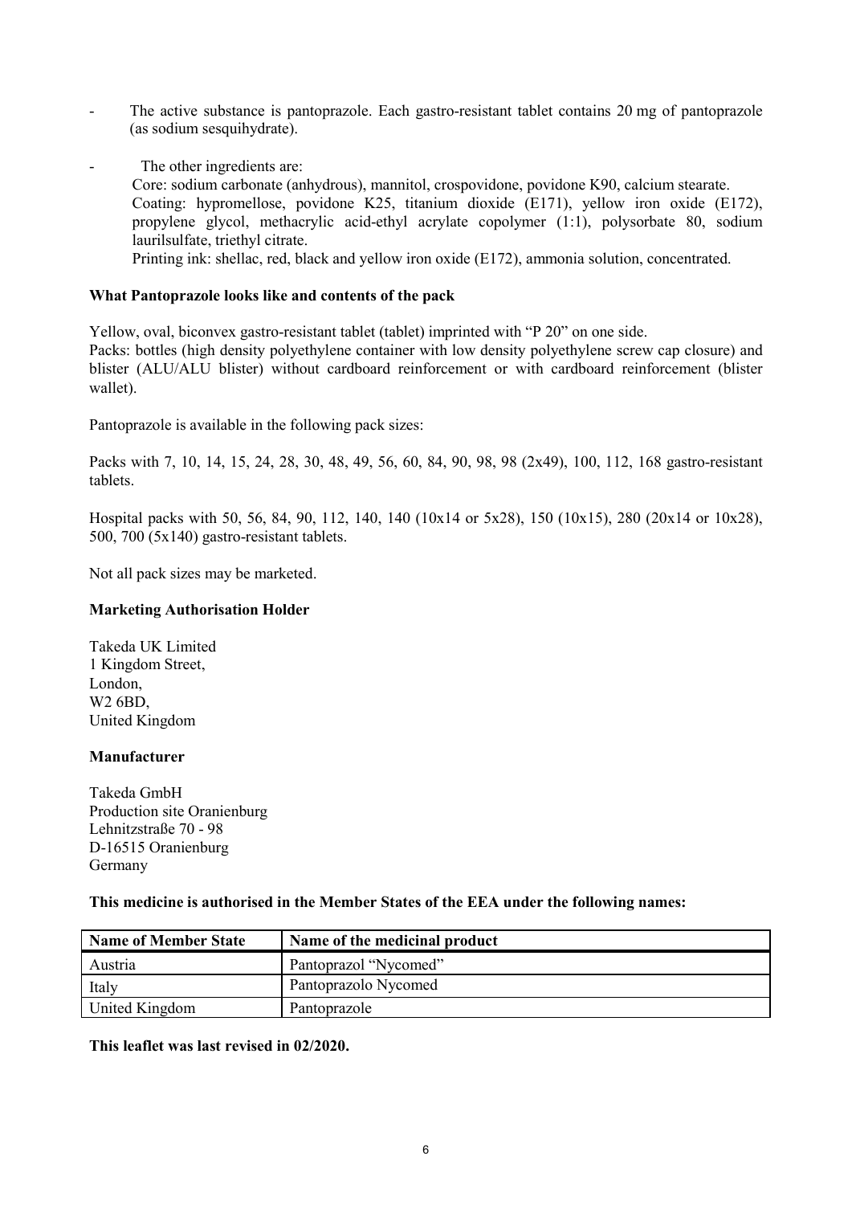- The active substance is pantoprazole. Each gastro-resistant tablet contains 20 mg of pantoprazole (as sodium sesquihydrate).

- The other ingredients are:
  Core: sodium carbonate (anhydrous), mannitol, crospovidone, povidone K90, calcium stearate.
  Coating: hypromellose, povidone K25, titanium dioxide (E171), yellow iron oxide (E172), propylene glycol, methacrylic acid-ethyl acrylate copolymer (1:1), polysorbate 80, sodium laurilsulfate, triethyl citrate.
  Printing ink: shellac, red, black and yellow iron oxide (E172), ammonia solution, concentrated.

**What Pantoprazole looks like and contents of the pack**

Yellow, oval, biconvex gastro-resistant tablet (tablet) imprinted with "P 20" on one side.
Packs: bottles (high density polyethylene container with low density polyethylene screw cap closure) and blister (ALU/ALU blister) without cardboard reinforcement or with cardboard reinforcement (blister wallet).

Pantoprazole is available in the following pack sizes:

Packs with 7, 10, 14, 15, 24, 28, 30, 48, 49, 56, 60, 84, 90, 98, 98 (2x49), 100, 112, 168 gastro-resistant tablets.

Hospital packs with 50, 56, 84, 90, 112, 140, 140 (10x14 or 5x28), 150 (10x15), 280 (20x14 or 10x28), 500, 700 (5x140) gastro-resistant tablets.

Not all pack sizes may be marketed.

**Marketing Authorisation Holder**

Takeda UK Limited
1 Kingdom Street,
London,
W2 6BD,
United Kingdom

**Manufacturer**

Takeda GmbH
Production site Oranienburg
Lehnitzstraße 70 - 98
D-16515 Oranienburg
Germany

**This medicine is authorised in the Member States of the EEA under the following names:**

| Name of Member State | Name of the medicinal product |
| --- | --- |
| Austria | Pantoprazol "Nycomed" |
| Italy | Pantoprazolo Nycomed |
| United Kingdom | Pantoprazole |

**This leaflet was last revised in 02/2020.**